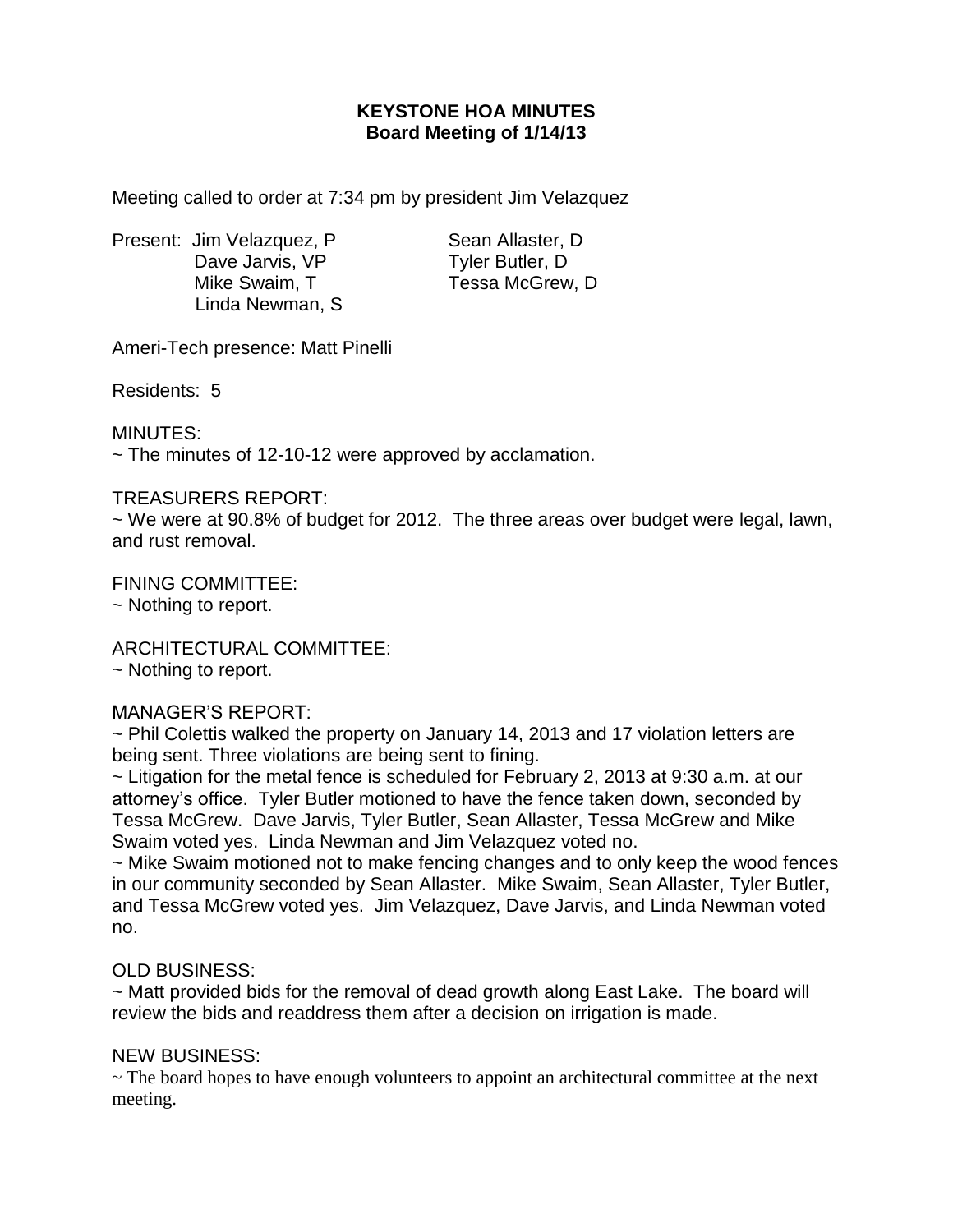# KEYSTONE HOA MINUTES
## Board Meeting of 1/14/13

Meeting called to order at 7:34 pm by president Jim Velazquez

Present: Jim Velazquez, P
Dave Jarvis, VP
Mike Swaim, T
Linda Newman, S
Sean Allaster, D
Tyler Butler, D
Tessa McGrew, D

Ameri-Tech presence: Matt Pinelli

Residents: 5

MINUTES:
~ The minutes of 12-10-12 were approved by acclamation.

TREASURERS REPORT:
~ We were at 90.8% of budget for 2012. The three areas over budget were legal, lawn, and rust removal.

FINING COMMITTEE:
~ Nothing to report.

ARCHITECTURAL COMMITTEE:
~ Nothing to report.

MANAGER'S REPORT:
~ Phil Colettis walked the property on January 14, 2013 and 17 violation letters are being sent. Three violations are being sent to fining.
~ Litigation for the metal fence is scheduled for February 2, 2013 at 9:30 a.m. at our attorney's office. Tyler Butler motioned to have the fence taken down, seconded by Tessa McGrew. Dave Jarvis, Tyler Butler, Sean Allaster, Tessa McGrew and Mike Swaim voted yes. Linda Newman and Jim Velazquez voted no.
~ Mike Swaim motioned not to make fencing changes and to only keep the wood fences in our community seconded by Sean Allaster. Mike Swaim, Sean Allaster, Tyler Butler, and Tessa McGrew voted yes. Jim Velazquez, Dave Jarvis, and Linda Newman voted no.

OLD BUSINESS:
~ Matt provided bids for the removal of dead growth along East Lake. The board will review the bids and readdress them after a decision on irrigation is made.

NEW BUSINESS:
~ The board hopes to have enough volunteers to appoint an architectural committee at the next meeting.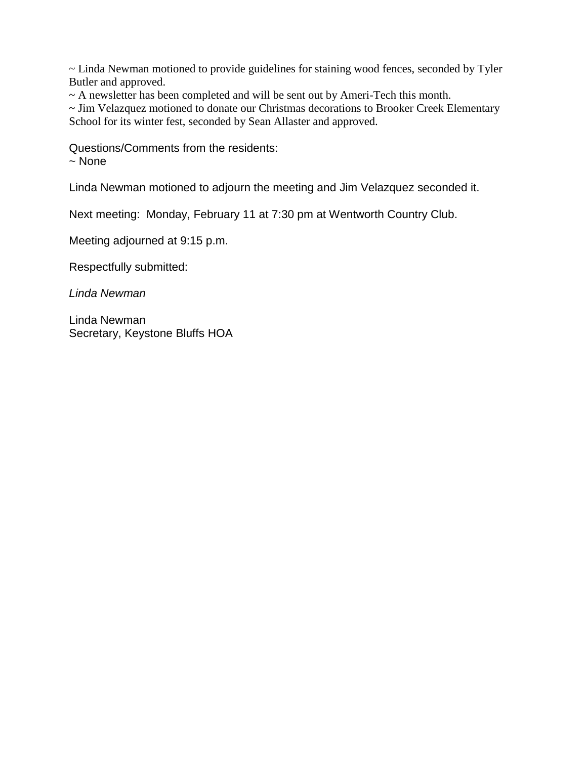~ Linda Newman motioned to provide guidelines for staining wood fences, seconded by Tyler Butler and approved.
~ A newsletter has been completed and will be sent out by Ameri-Tech this month.
~ Jim Velazquez motioned to donate our Christmas decorations to Brooker Creek Elementary School for its winter fest, seconded by Sean Allaster and approved.

Questions/Comments from the residents:
~ None

Linda Newman motioned to adjourn the meeting and Jim Velazquez seconded it.

Next meeting: Monday, February 11 at 7:30 pm at Wentworth Country Club.

Meeting adjourned at 9:15 p.m.

Respectfully submitted:

*Linda Newman*

Linda Newman
Secretary, Keystone Bluffs HOA